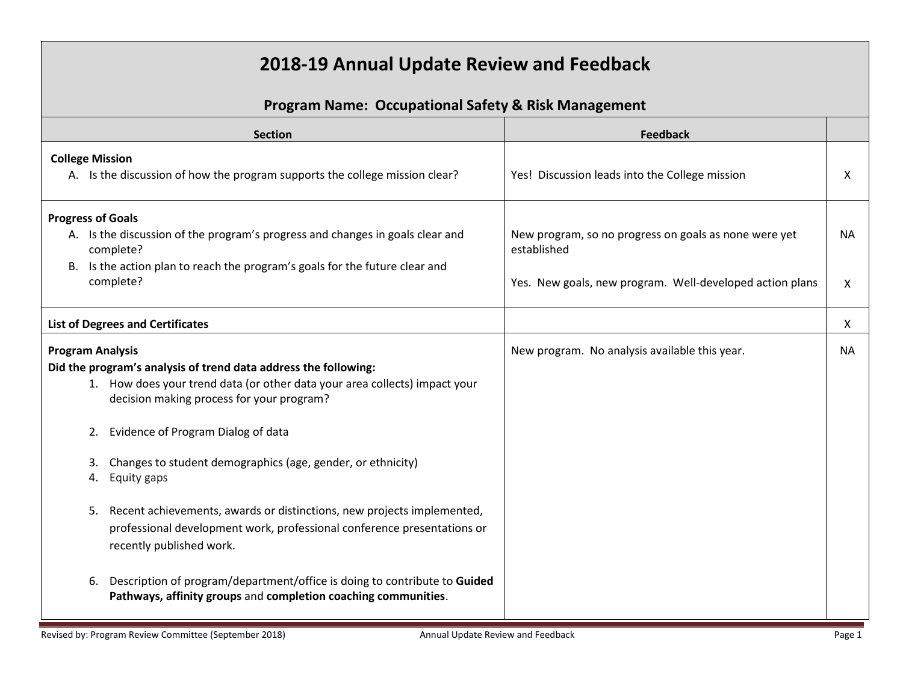# 2018-19 Annual Update Review and Feedback

## Program Name: Occupational Safety & Risk Management

| Section | Feedback | |
|---|---|---|
| **College Mission**<br>A. Is the discussion of how the program supports the college mission clear? | Yes! Discussion leads into the College mission | X |
| **Progress of Goals**<br>A. Is the discussion of the program's progress and changes in goals clear and complete? | New program, so no progress on goals as none were yet established | NA |
| B. Is the action plan to reach the program's goals for the future clear and complete? | Yes. New goals, new program. Well-developed action plans | X |
| **List of Degrees and Certificates** | | X |
| **Program Analysis**<br>**Did the program's analysis of trend data address the following:**<br>1. How does your trend data (or other data your area collects) impact your decision making process for your program?<br>2. Evidence of Program Dialog of data<br>3. Changes to student demographics (age, gender, or ethnicity)<br>4. Equity gaps<br>5. Recent achievements, awards or distinctions, new projects implemented, professional development work, professional conference presentations or recently published work.<br>6. Description of program/department/office is doing to contribute to **Guided Pathways, affinity groups** and **completion coaching communities**. | New program. No analysis available this year. | NA |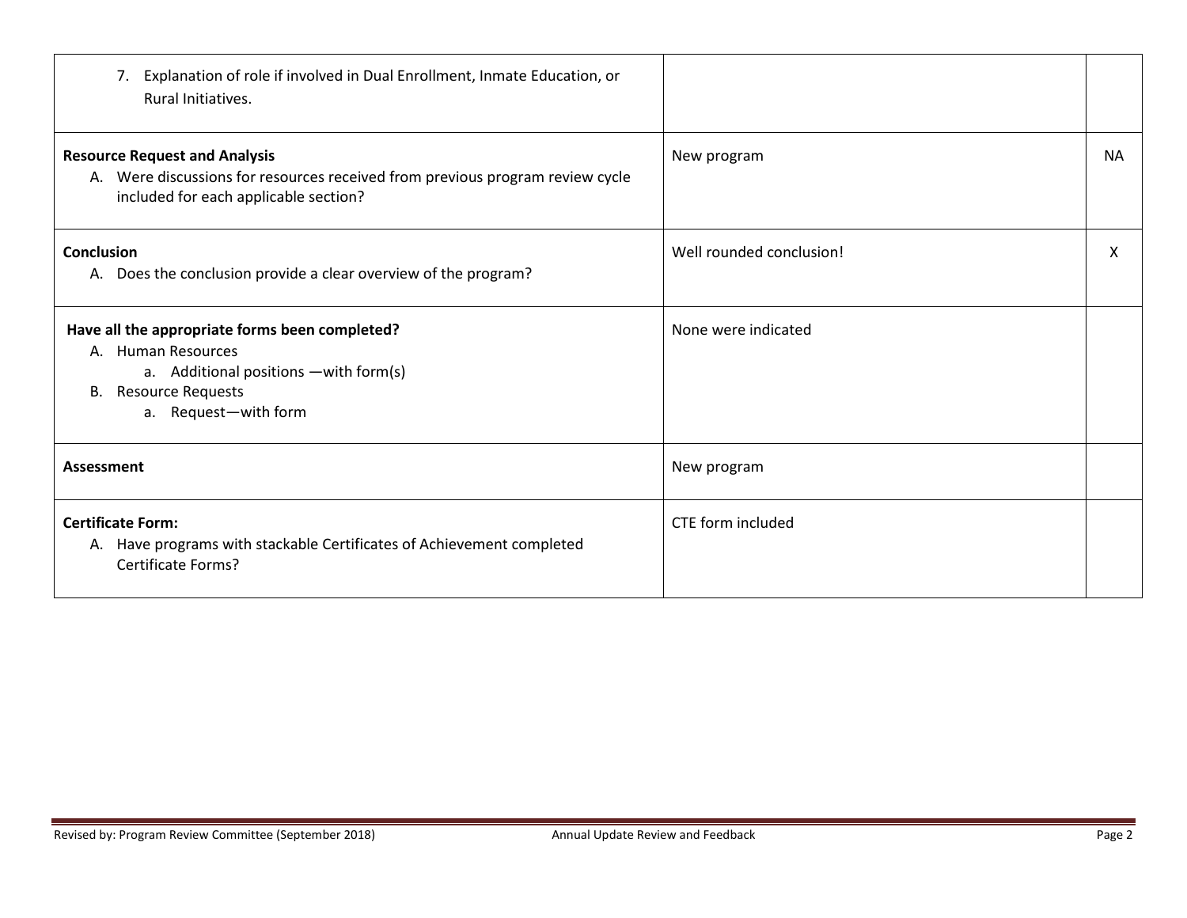| | | |
|---|---|---|
| 7. Explanation of role if involved in Dual Enrollment, Inmate Education, or Rural Initiatives. | | |
| **Resource Request and Analysis**<br>A. Were discussions for resources received from previous program review cycle included for each applicable section? | New program | NA |
| **Conclusion**<br>A. Does the conclusion provide a clear overview of the program? | Well rounded conclusion! | X |
| **Have all the appropriate forms been completed?**<br>A. Human Resources<br>&nbsp;&nbsp;&nbsp;&nbsp;a. Additional positions —with form(s)<br>B. Resource Requests<br>&nbsp;&nbsp;&nbsp;&nbsp;a. Request—with form | None were indicated | |
| **Assessment** | New program | |
| **Certificate Form:**<br>A. Have programs with stackable Certificates of Achievement completed Certificate Forms? | CTE form included | |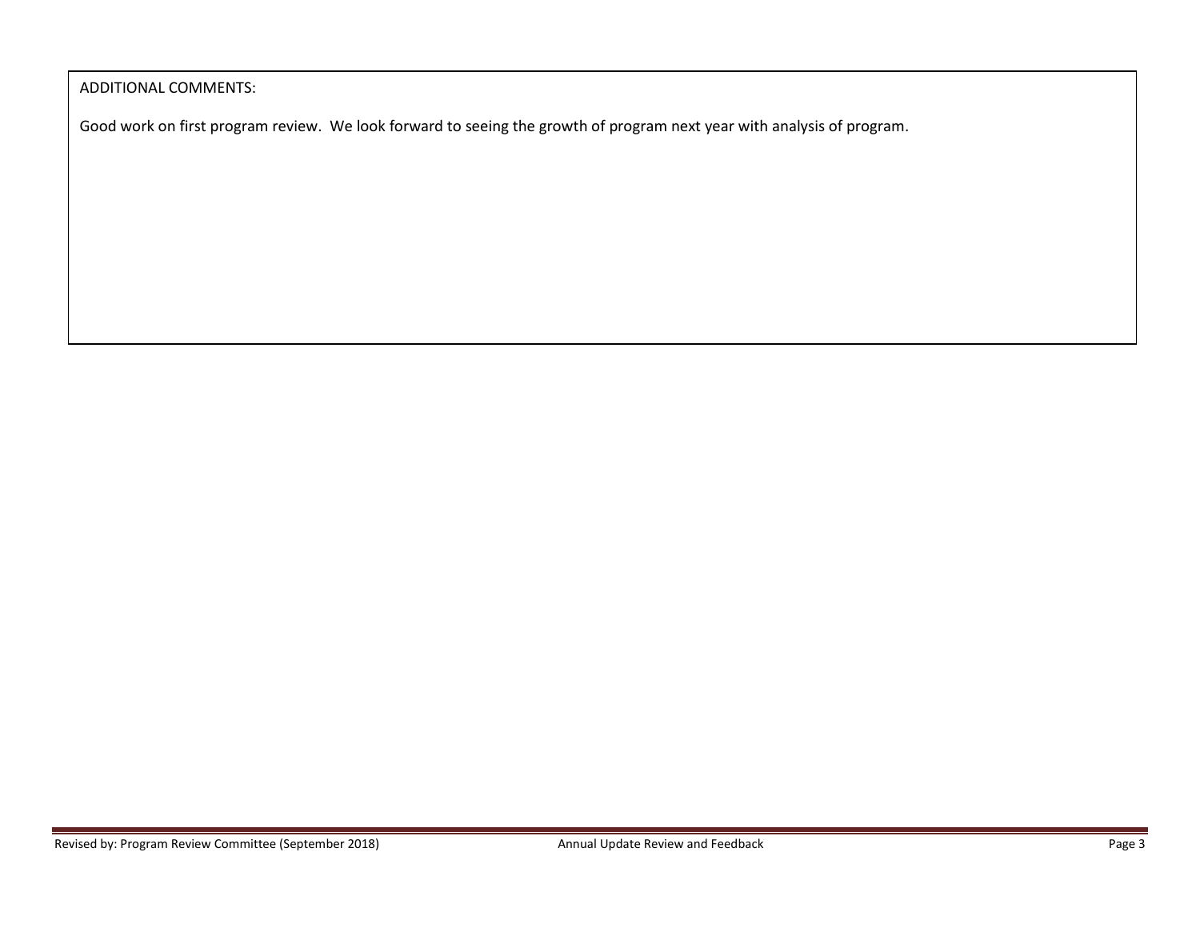ADDITIONAL COMMENTS:

Good work on first program review.  We look forward to seeing the growth of program next year with analysis of program.